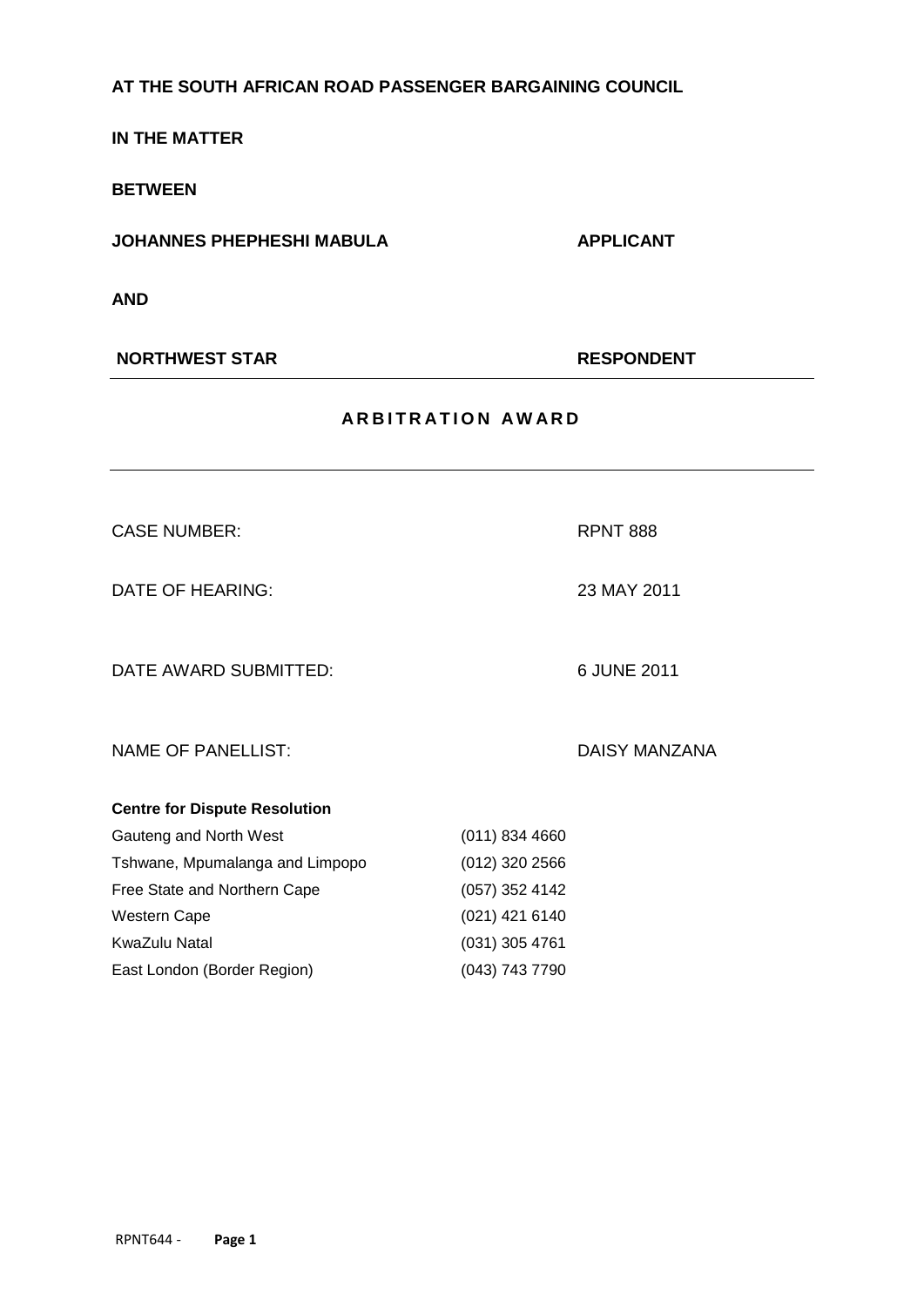**AT THE SOUTH AFRICAN ROAD PASSENGER BARGAINING COUNCIL**

**IN THE MATTER**

**BETWEEN**

**JOHANNES PHEPHESHI MABULA** **APPLICANT**

**AND**

**NORTHWEST STAR** **RESPONDENT**

---

## ARBITRATION AWARD

---

| | |
|---|---|
| CASE NUMBER: | RPNT 888 |
| DATE OF HEARING: | 23 MAY 2011 |
| DATE AWARD SUBMITTED: | 6 JUNE 2011 |
| NAME OF PANELLIST: | DAISY MANZANA |

**Centre for Dispute Resolution**

| | |
|---|---|
| Gauteng and North West | (011) 834 4660 |
| Tshwane, Mpumalanga and Limpopo | (012) 320 2566 |
| Free State and Northern Cape | (057) 352 4142 |
| Western Cape | (021) 421 6140 |
| KwaZulu Natal | (031) 305 4761 |
| East London (Border Region) | (043) 743 7790 |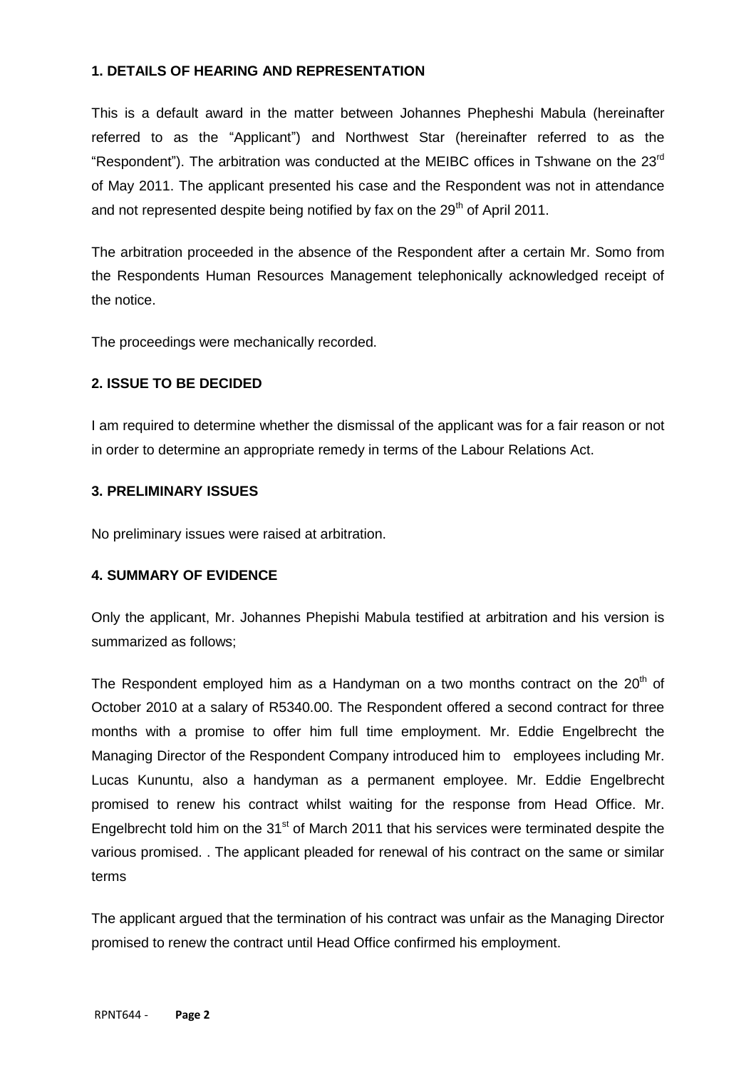## 1. DETAILS OF HEARING AND REPRESENTATION

This is a default award in the matter between Johannes Phepheshi Mabula (hereinafter referred to as the "Applicant") and Northwest Star (hereinafter referred to as the "Respondent"). The arbitration was conducted at the MEIBC offices in Tshwane on the 23rd of May 2011. The applicant presented his case and the Respondent was not in attendance and not represented despite being notified by fax on the 29th of April 2011.

The arbitration proceeded in the absence of the Respondent after a certain Mr. Somo from the Respondents Human Resources Management telephonically acknowledged receipt of the notice.

The proceedings were mechanically recorded.

## 2. ISSUE TO BE DECIDED

I am required to determine whether the dismissal of the applicant was for a fair reason or not in order to determine an appropriate remedy in terms of the Labour Relations Act.

## 3. PRELIMINARY ISSUES

No preliminary issues were raised at arbitration.

## 4. SUMMARY OF EVIDENCE

Only the applicant, Mr. Johannes Phepishi Mabula testified at arbitration and his version is summarized as follows;

The Respondent employed him as a Handyman on a two months contract on the 20th of October 2010 at a salary of R5340.00. The Respondent offered a second contract for three months with a promise to offer him full time employment. Mr. Eddie Engelbrecht the Managing Director of the Respondent Company introduced him to employees including Mr. Lucas Kununtu, also a handyman as a permanent employee. Mr. Eddie Engelbrecht promised to renew his contract whilst waiting for the response from Head Office. Mr. Engelbrecht told him on the 31st of March 2011 that his services were terminated despite the various promised. . The applicant pleaded for renewal of his contract on the same or similar terms

The applicant argued that the termination of his contract was unfair as the Managing Director promised to renew the contract until Head Office confirmed his employment.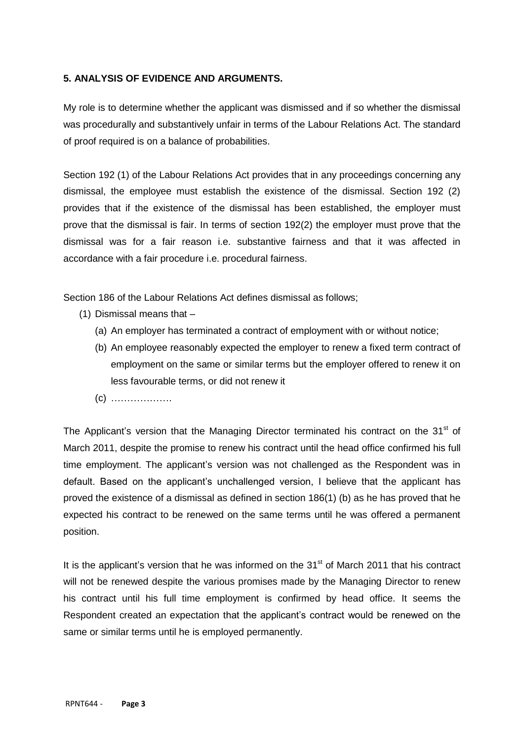**5. ANALYSIS OF EVIDENCE AND ARGUMENTS.**

My role is to determine whether the applicant was dismissed and if so whether the dismissal was procedurally and substantively unfair in terms of the Labour Relations Act. The standard of proof required is on a balance of probabilities.

Section 192 (1) of the Labour Relations Act provides that in any proceedings concerning any dismissal, the employee must establish the existence of the dismissal. Section 192 (2) provides that if the existence of the dismissal has been established, the employer must prove that the dismissal is fair. In terms of section 192(2) the employer must prove that the dismissal was for a fair reason i.e. substantive fairness and that it was affected in accordance with a fair procedure i.e. procedural fairness.

Section 186 of the Labour Relations Act defines dismissal as follows;

(1) Dismissal means that –

   (a) An employer has terminated a contract of employment with or without notice;

   (b) An employee reasonably expected the employer to renew a fixed term contract of employment on the same or similar terms but the employer offered to renew it on less favourable terms, or did not renew it

   (c) ……………….

The Applicant's version that the Managing Director terminated his contract on the 31st of March 2011, despite the promise to renew his contract until the head office confirmed his full time employment. The applicant's version was not challenged as the Respondent was in default. Based on the applicant's unchallenged version, I believe that the applicant has proved the existence of a dismissal as defined in section 186(1) (b) as he has proved that he expected his contract to be renewed on the same terms until he was offered a permanent position.

It is the applicant's version that he was informed on the 31st of March 2011 that his contract will not be renewed despite the various promises made by the Managing Director to renew his contract until his full time employment is confirmed by head office. It seems the Respondent created an expectation that the applicant's contract would be renewed on the same or similar terms until he is employed permanently.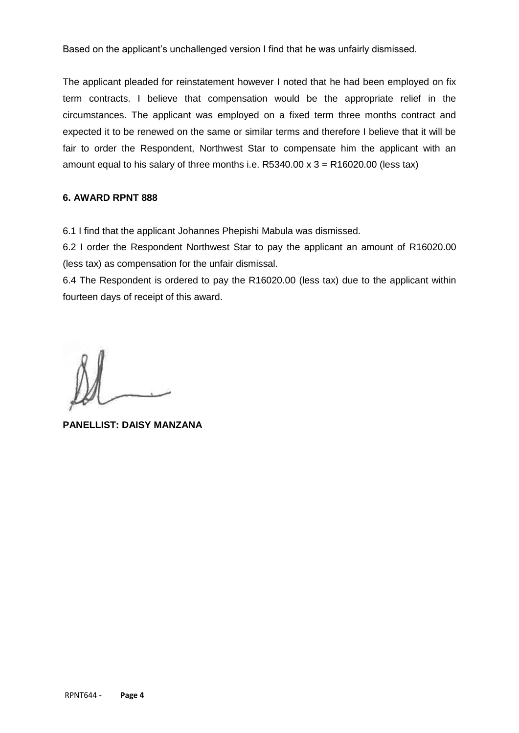Based on the applicant's unchallenged version I find that he was unfairly dismissed.

The applicant pleaded for reinstatement however I noted that he had been employed on fix term contracts. I believe that compensation would be the appropriate relief in the circumstances. The applicant was employed on a fixed term three months contract and expected it to be renewed on the same or similar terms and therefore I believe that it will be fair to order the Respondent, Northwest Star to compensate him the applicant with an amount equal to his salary of three months i.e. R5340.00 x 3 = R16020.00 (less tax)

**6. AWARD RPNT 888**

6.1 I find that the applicant Johannes Phepishi Mabula was dismissed.

6.2 I order the Respondent Northwest Star to pay the applicant an amount of R16020.00 (less tax) as compensation for the unfair dismissal.

6.4 The Respondent is ordered to pay the R16020.00 (less tax) due to the applicant within fourteen days of receipt of this award.

**PANELLIST: DAISY MANZANA**